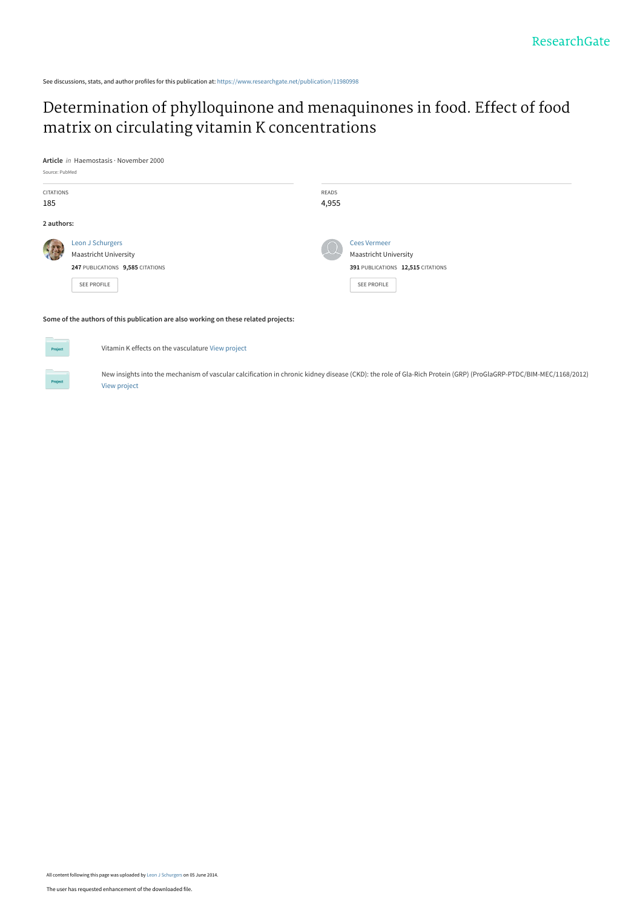See discussions, stats, and author profiles for this publication at: https://www.researchgate.net/publication/11980998

# Determination of phylloquinone and menaquinones in food. Effect of food matrix on circulating vitamin K concentrations

**Article** *in* Haemostasis · November 2000

Source: PubMed

| CITATIONS | READS |
| --- | --- |
| 185 | 4,955 |

**2 authors:**

Leon J Schurgers
Maastricht University
**247** PUBLICATIONS **9,585** CITATIONS
SEE PROFILE

Cees Vermeer
Maastricht University
**391** PUBLICATIONS **12,515** CITATIONS
SEE PROFILE

**Some of the authors of this publication are also working on these related projects:**

Project: Vitamin K effects on the vasculature View project

Project: New insights into the mechanism of vascular calcification in chronic kidney disease (CKD): the role of Gla-Rich Protein (GRP) (ProGlaGRP-PTDC/BIM-MEC/1168/2012) View project

All content following this page was uploaded by Leon J Schurgers on 05 June 2014.

The user has requested enhancement of the downloaded file.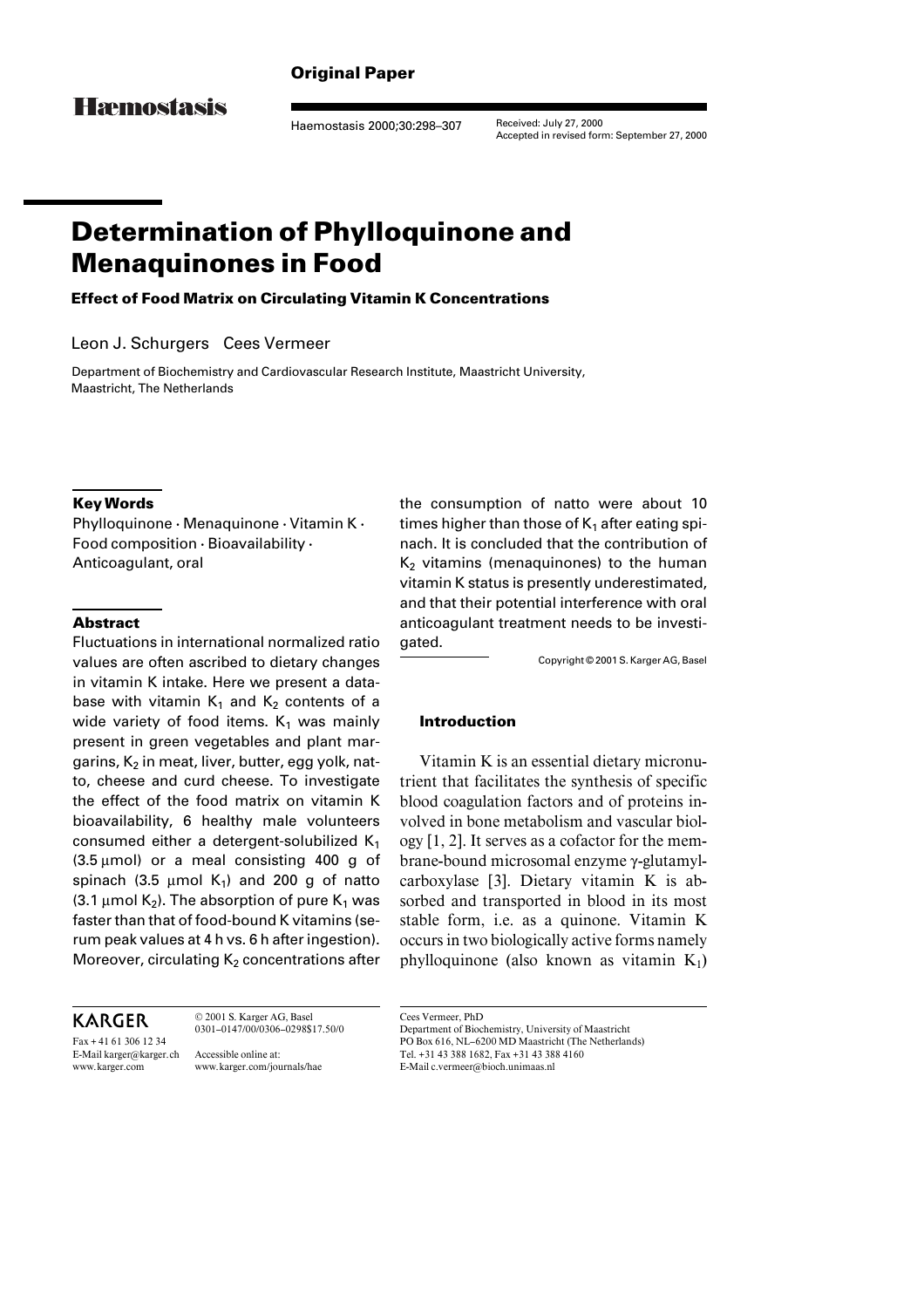**Original Paper**

# Hæmostasis

Received: July 27, 2000
Accepted in revised form: September 27, 2000

# Determination of Phylloquinone and Menaquinones in Food

### Effect of Food Matrix on Circulating Vitamin K Concentrations

Leon J. Schurgers Cees Vermeer

Department of Biochemistry and Cardiovascular Research Institute, Maastricht University, Maastricht, The Netherlands

### Key Words

Phylloquinone · Menaquinone · Vitamin K · Food composition · Bioavailability · Anticoagulant, oral

### Abstract

Fluctuations in international normalized ratio values are often ascribed to dietary changes in vitamin K intake. Here we present a database with vitamin $K_1$ and $K_2$ contents of a wide variety of food items. $K_1$ was mainly present in green vegetables and plant margarins, $K_2$ in meat, liver, butter, egg yolk, natto, cheese and curd cheese. To investigate the effect of the food matrix on vitamin K bioavailability, 6 healthy male volunteers consumed either a detergent-solubilized $K_1$ (3.5 μmol) or a meal consisting 400 g of spinach (3.5 μmol $K_1$) and 200 g of natto (3.1 μmol $K_2$). The absorption of pure $K_1$ was faster than that of food-bound K vitamins (serum peak values at 4 h vs. 6 h after ingestion). Moreover, circulating $K_2$ concentrations after the consumption of natto were about 10 times higher than those of $K_1$ after eating spinach. It is concluded that the contribution of $K_2$ vitamins (menaquinones) to the human vitamin K status is presently underestimated, and that their potential interference with oral anticoagulant treatment needs to be investigated.

Copyright © 2001 S. Karger AG, Basel

### Introduction

Vitamin K is an essential dietary micronutrient that facilitates the synthesis of specific blood coagulation factors and of proteins involved in bone metabolism and vascular biology [1, 2]. It serves as a cofactor for the membrane-bound microsomal enzyme γ-glutamylcarboxylase [3]. Dietary vitamin K is absorbed and transported in blood in its most stable form, i.e. as a quinone. Vitamin K occurs in two biologically active forms namely phylloquinone (also known as vitamin $K_1$)

KARGER
Fax + 41 61 306 12 34
E-Mail karger@karger.ch
www.karger.com

© 2001 S. Karger AG, Basel
0301–0147/00/0306–0298$17.50/0

Accessible online at:
www.karger.com/journals/hae

Cees Vermeer, PhD
Department of Biochemistry, University of Maastricht
PO Box 616, NL–6200 MD Maastricht (The Netherlands)
Tel. +31 43 388 1682, Fax +31 43 388 4160
E-Mail c.vermeer@bioch.unimaas.nl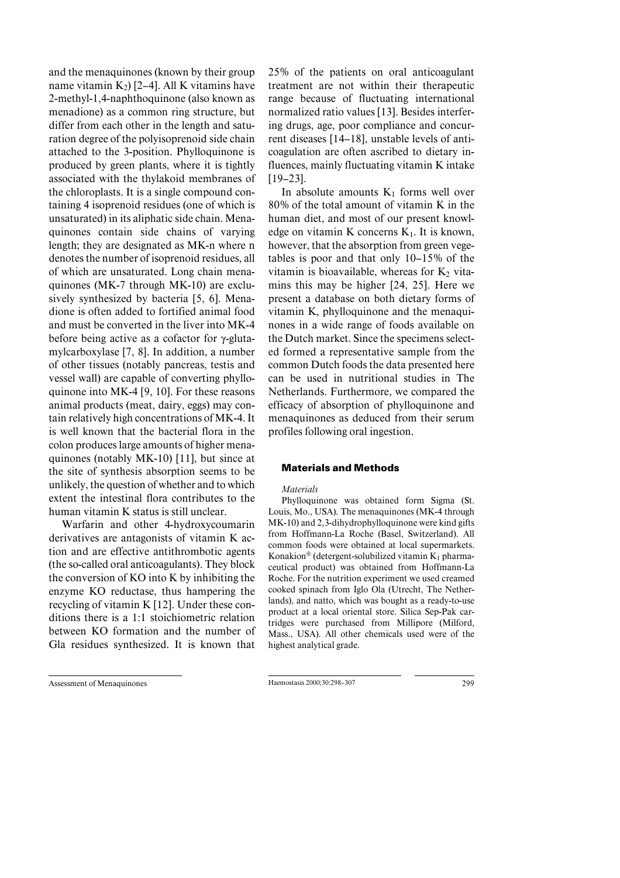and the menaquinones (known by their group name vitamin $K_2$) [2–4]. All K vitamins have 2-methyl-1,4-naphthoquinone (also known as menadione) as a common ring structure, but differ from each other in the length and saturation degree of the polyisoprenoid side chain attached to the 3-position. Phylloquinone is produced by green plants, where it is tightly associated with the thylakoid membranes of the chloroplasts. It is a single compound containing 4 isoprenoid residues (one of which is unsaturated) in its aliphatic side chain. Menaquinones contain side chains of varying length; they are designated as MK-n where n denotes the number of isoprenoid residues, all of which are unsaturated. Long chain menaquinones (MK-7 through MK-10) are exclusively synthesized by bacteria [5, 6]. Menadione is often added to fortified animal food and must be converted in the liver into MK-4 before being active as a cofactor for γ-glutamylcarboxylase [7, 8]. In addition, a number of other tissues (notably pancreas, testis and vessel wall) are capable of converting phylloquinone into MK-4 [9, 10]. For these reasons animal products (meat, dairy, eggs) may contain relatively high concentrations of MK-4. It is well known that the bacterial flora in the colon produces large amounts of higher menaquinones (notably MK-10) [11], but since at the site of synthesis absorption seems to be unlikely, the question of whether and to which extent the intestinal flora contributes to the human vitamin K status is still unclear.

Warfarin and other 4-hydroxycoumarin derivatives are antagonists of vitamin K action and are effective antithrombotic agents (the so-called oral anticoagulants). They block the conversion of KO into K by inhibiting the enzyme KO reductase, thus hampering the recycling of vitamin K [12]. Under these conditions there is a 1:1 stoichiometric relation between KO formation and the number of Gla residues synthesized. It is known that 25% of the patients on oral anticoagulant treatment are not within their therapeutic range because of fluctuating international normalized ratio values [13]. Besides interfering drugs, age, poor compliance and concurrent diseases [14–18], unstable levels of anticoagulation are often ascribed to dietary influences, mainly fluctuating vitamin K intake [19–23].

In absolute amounts $K_1$ forms well over 80% of the total amount of vitamin K in the human diet, and most of our present knowledge on vitamin K concerns $K_1$. It is known, however, that the absorption from green vegetables is poor and that only 10–15% of the vitamin is bioavailable, whereas for $K_2$ vitamins this may be higher [24, 25]. Here we present a database on both dietary forms of vitamin K, phylloquinone and the menaquinones in a wide range of foods available on the Dutch market. Since the specimens selected formed a representative sample from the common Dutch foods the data presented here can be used in nutritional studies in The Netherlands. Furthermore, we compared the efficacy of absorption of phylloquinone and menaquinones as deduced from their serum profiles following oral ingestion.

## Materials and Methods

*Materials*

Phylloquinone was obtained form Sigma (St. Louis, Mo., USA). The menaquinones (MK-4 through MK-10) and 2,3-dihydrophylloquinone were kind gifts from Hoffmann-La Roche (Basel, Switzerland). All common foods were obtained at local supermarkets. Konakion® (detergent-solubilized vitamin $K_1$ pharmaceutical product) was obtained from Hoffmann-La Roche. For the nutrition experiment we used creamed cooked spinach from Iglo Ola (Utrecht, The Netherlands), and natto, which was bought as a ready-to-use product at a local oriental store. Silica Sep-Pak cartridges were purchased from Millipore (Milford, Mass., USA). All other chemicals used were of the highest analytical grade.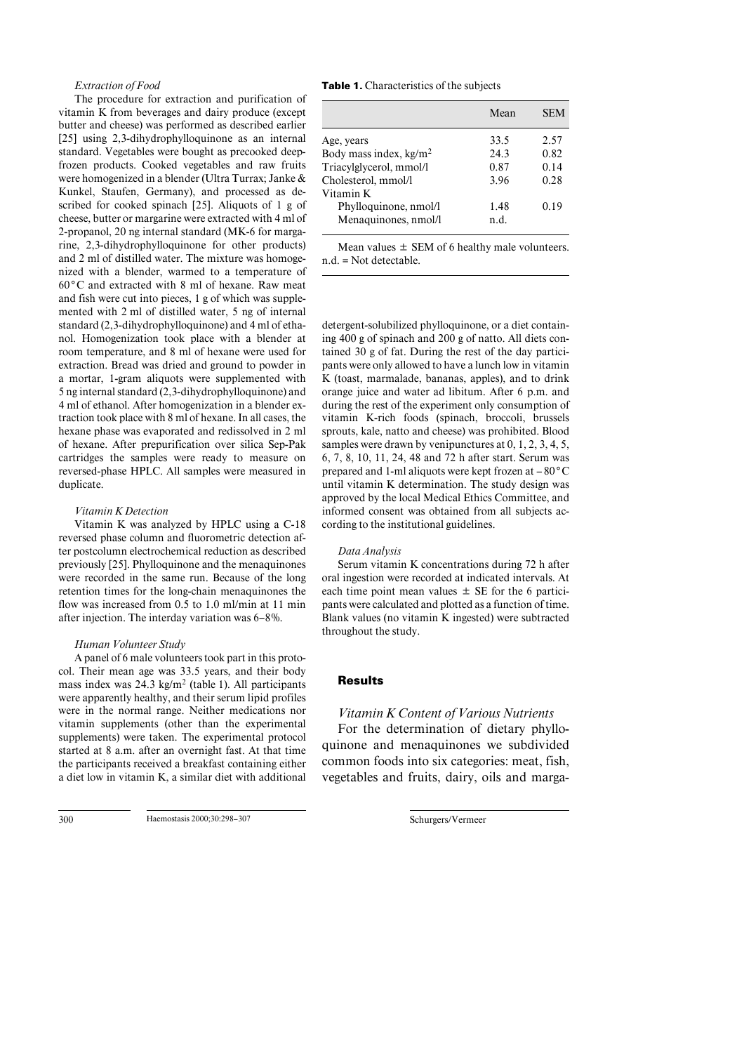*Extraction of Food*

The procedure for extraction and purification of vitamin K from beverages and dairy produce (except butter and cheese) was performed as described earlier [25] using 2,3-dihydrophylloquinone as an internal standard. Vegetables were bought as precooked deep-frozen products. Cooked vegetables and raw fruits were homogenized in a blender (Ultra Turrax; Janke & Kunkel, Staufen, Germany), and processed as described for cooked spinach [25]. Aliquots of 1 g of cheese, butter or margarine were extracted with 4 ml of 2-propanol, 20 ng internal standard (MK-6 for margarine, 2,3-dihydrophylloquinone for other products) and 2 ml of distilled water. The mixture was homogenized with a blender, warmed to a temperature of 60 °C and extracted with 8 ml of hexane. Raw meat and fish were cut into pieces, 1 g of which was supplemented with 2 ml of distilled water, 5 ng of internal standard (2,3-dihydrophylloquinone) and 4 ml of ethanol. Homogenization took place with a blender at room temperature, and 8 ml of hexane were used for extraction. Bread was dried and ground to powder in a mortar, 1-gram aliquots were supplemented with 5 ng internal standard (2,3-dihydrophylloquinone) and 4 ml of ethanol. After homogenization in a blender extraction took place with 8 ml of hexane. In all cases, the hexane phase was evaporated and redissolved in 2 ml of hexane. After prepurification over silica Sep-Pak cartridges the samples were ready to measure on reversed-phase HPLC. All samples were measured in duplicate.

*Vitamin K Detection*

Vitamin K was analyzed by HPLC using a C-18 reversed phase column and fluorometric detection after postcolumn electrochemical reduction as described previously [25]. Phylloquinone and the menaquinones were recorded in the same run. Because of the long retention times for the long-chain menaquinones the flow was increased from 0.5 to 1.0 ml/min at 11 min after injection. The interday variation was 6–8%.

*Human Volunteer Study*

A panel of 6 male volunteers took part in this protocol. Their mean age was 33.5 years, and their body mass index was 24.3 kg/m$^2$ (table 1). All participants were apparently healthy, and their serum lipid profiles were in the normal range. Neither medications nor vitamin supplements (other than the experimental supplements) were taken. The experimental protocol started at 8 a.m. after an overnight fast. At that time the participants received a breakfast containing either a diet low in vitamin K, a similar diet with additional detergent-solubilized phylloquinone, or a diet containing 400 g of spinach and 200 g of natto. All diets contained 30 g of fat. During the rest of the day participants were only allowed to have a lunch low in vitamin K (toast, marmalade, bananas, apples), and to drink orange juice and water ad libitum. After 6 p.m. and during the rest of the experiment only consumption of vitamin K-rich foods (spinach, broccoli, brussels sprouts, kale, natto and cheese) was prohibited. Blood samples were drawn by venipunctures at 0, 1, 2, 3, 4, 5, 6, 7, 8, 10, 11, 24, 48 and 72 h after start. Serum was prepared and 1-ml aliquots were kept frozen at –80 °C until vitamin K determination. The study design was approved by the local Medical Ethics Committee, and informed consent was obtained from all subjects according to the institutional guidelines.

**Table 1.** Characteristics of the subjects

| | Mean | SEM |
|---|---|---|
| Age, years | 33.5 | 2.57 |
| Body mass index, kg/m$^2$ | 24.3 | 0.82 |
| Triacylglycerol, mmol/l | 0.87 | 0.14 |
| Cholesterol, mmol/l | 3.96 | 0.28 |
| Vitamin K | | |
| Phylloquinone, nmol/l | 1.48 | 0.19 |
| Menaquinones, nmol/l | n.d. | |

Mean values ± SEM of 6 healthy male volunteers. n.d. = Not detectable.

*Data Analysis*

Serum vitamin K concentrations during 72 h after oral ingestion were recorded at indicated intervals. At each time point mean values ± SE for the 6 participants were calculated and plotted as a function of time. Blank values (no vitamin K ingested) were subtracted throughout the study.

## Results

*Vitamin K Content of Various Nutrients*

For the determination of dietary phylloquinone and menaquinones we subdivided common foods into six categories: meat, fish, vegetables and fruits, dairy, oils and marga-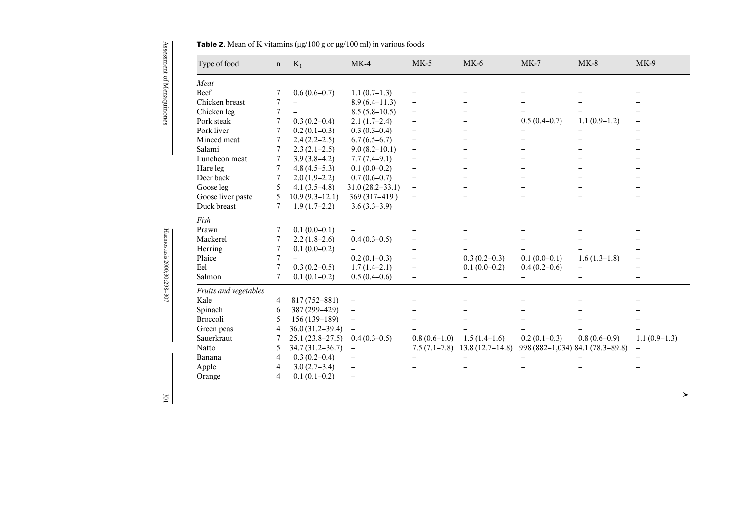**Table 2.** Mean of K vitamins (μg/100 g or μg/100 ml) in various foods

| Type of food | n | $K_1$ | MK-4 | MK-5 | MK-6 | MK-7 | MK-8 | MK-9 |
|---|---|---|---|---|---|---|---|---|
| *Meat* | | | | | | | | |
| Beef | 7 | 0.6 (0.6–0.7) | 1.1 (0.7–1.3) | – | – | – | – | – |
| Chicken breast | 7 | – | 8.9 (6.4–11.3) | – | – | – | – | – |
| Chicken leg | 7 | – | 8.5 (5.8–10.5) | – | – | – | – | – |
| Pork steak | 7 | 0.3 (0.2–0.4) | 2.1 (1.7–2.4) | – | – | 0.5 (0.4–0.7) | 1.1 (0.9–1.2) | – |
| Pork liver | 7 | 0.2 (0.1–0.3) | 0.3 (0.3–0.4) | – | – | – | – | – |
| Minced meat | 7 | 2.4 (2.2–2.5) | 6.7 (6.5–6.7) | – | – | – | – | – |
| Salami | 7 | 2.3 (2.1–2.5) | 9.0 (8.2–10.1) | – | – | – | – | – |
| Luncheon meat | 7 | 3.9 (3.8–4.2) | 7.7 (7.4–9.1) | – | – | – | – | – |
| Hare leg | 7 | 4.8 (4.5–5.3) | 0.1 (0.0–0.2) | – | – | – | – | – |
| Deer back | 7 | 2.0 (1.9–2.2) | 0.7 (0.6–0.7) | – | – | – | – | – |
| Goose leg | 5 | 4.1 (3.5–4.8) | 31.0 (28.2–33.1) | – | – | – | – | – |
| Goose liver paste | 5 | 10.9 (9.3–12.1) | 369 (317–419) | – | – | – | – | – |
| Duck breast | 7 | 1.9 (1.7–2.2) | 3.6 (3.3–3.9) | | | | | |
| *Fish* | | | | | | | | |
| Prawn | 7 | 0.1 (0.0–0.1) | – | – | – | – | – | – |
| Mackerel | 7 | 2.2 (1.8–2.6) | 0.4 (0.3–0.5) | – | – | – | – | – |
| Herring | 7 | 0.1 (0.0–0.2) | – | – | – | – | – | – |
| Plaice | 7 | – | 0.2 (0.1–0.3) | – | 0.3 (0.2–0.3) | 0.1 (0.0–0.1) | 1.6 (1.3–1.8) | – |
| Eel | 7 | 0.3 (0.2–0.5) | 1.7 (1.4–2.1) | – | 0.1 (0.0–0.2) | 0.4 (0.2–0.6) | – | – |
| Salmon | 7 | 0.1 (0.1–0.2) | 0.5 (0.4–0.6) | – | – | – | – | – |
| *Fruits and vegetables* | | | | | | | | |
| Kale | 4 | 817 (752–881) | – | – | – | – | – | – |
| Spinach | 6 | 387 (299–429) | – | – | – | – | – | – |
| Broccoli | 5 | 156 (139–189) | – | – | – | – | – | – |
| Green peas | 4 | 36.0 (31.2–39.4) | – | – | – | – | – | – |
| Sauerkraut | 7 | 25.1 (23.8–27.5) | 0.4 (0.3–0.5) | 0.8 (0.6–1.0) | 1.5 (1.4–1.6) | 0.2 (0.1–0.3) | 0.8 (0.6–0.9) | 1.1 (0.9–1.3) |
| Natto | 5 | 34.7 (31.2–36.7) | – | 7.5 (7.1–7.8) | 13.8 (12.7–14.8) | 998 (882–1,034) | 84.1 (78.3–89.8) | – |
| Banana | 4 | 0.3 (0.2–0.4) | – | – | – | – | – | – |
| Apple | 4 | 3.0 (2.7–3.4) | – | – | – | – | – | – |
| Orange | 4 | 0.1 (0.1–0.2) | – | | | | | |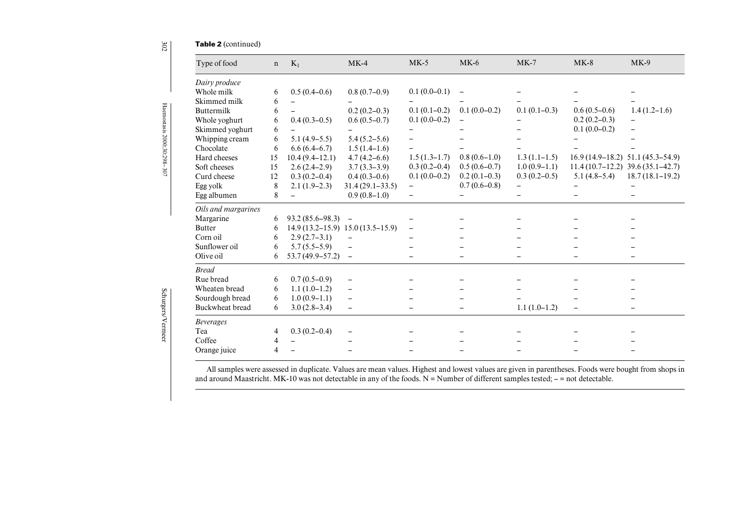**Table 2** (continued)

| Type of food | n | $K_1$ | MK-4 | MK-5 | MK-6 | MK-7 | MK-8 | MK-9 |
|---|---|---|---|---|---|---|---|---|
| *Dairy produce* | | | | | | | | |
| Whole milk | 6 | 0.5 (0.4–0.6) | 0.8 (0.7–0.9) | 0.1 (0.0–0.1) | – | – | – | – |
| Skimmed milk | 6 | – | – | – | – | – | – | – |
| Buttermilk | 6 | – | 0.2 (0.2–0.3) | 0.1 (0.1–0.2) | 0.1 (0.0–0.2) | 0.1 (0.1–0.3) | 0.6 (0.5–0.6) | 1.4 (1.2–1.6) |
| Whole yoghurt | 6 | 0.4 (0.3–0.5) | 0.6 (0.5–0.7) | 0.1 (0.0–0.2) | – | – | 0.2 (0.2–0.3) | – |
| Skimmed yoghurt | 6 | – | – | – | – | – | 0.1 (0.0–0.2) | – |
| Whipping cream | 6 | 5.1 (4.9–5.5) | 5.4 (5.2–5.6) | – | – | – | – | – |
| Chocolate | 6 | 6.6 (6.4–6.7) | 1.5 (1.4–1.6) | – | – | – | – | – |
| Hard cheeses | 15 | 10.4 (9.4–12.1) | 4.7 (4.2–6.6) | 1.5 (1.3–1.7) | 0.8 (0.6–1.0) | 1.3 (1.1–1.5) | 16.9 (14.9–18.2) | 51.1 (45.3–54.9) |
| Soft cheeses | 15 | 2.6 (2.4–2.9) | 3.7 (3.3–3.9) | 0.3 (0.2–0.4) | 0.5 (0.6–0.7) | 1.0 (0.9–1.1) | 11.4 (10.7–12.2) | 39.6 (35.1–42.7) |
| Curd cheese | 12 | 0.3 (0.2–0.4) | 0.4 (0.3–0.6) | 0.1 (0.0–0.2) | 0.2 (0.1–0.3) | 0.3 (0.2–0.5) | 5.1 (4.8–5.4) | 18.7 (18.1–19.2) |
| Egg yolk | 8 | 2.1 (1.9–2.3) | 31.4 (29.1–33.5) | – | 0.7 (0.6–0.8) | – | – | – |
| Egg albumen | 8 | – | 0.9 (0.8–1.0) | – | – | – | – | – |
| *Oils and margarines* | | | | | | | | |
| Margarine | 6 | 93.2 (85.6–98.3) | – | – | – | – | – | – |
| Butter | 6 | 14.9 (13.2–15.9) | 15.0 (13.5–15.9) | – | – | – | – | – |
| Corn oil | 6 | 2.9 (2.7–3.1) | – | – | – | – | – | – |
| Sunflower oil | 6 | 5.7 (5.5–5.9) | – | – | – | – | – | – |
| Olive oil | 6 | 53.7 (49.9–57.2) | – | – | – | – | – | – |
| *Bread* | | | | | | | | |
| Rue bread | 6 | 0.7 (0.5–0.9) | – | – | – | – | – | – |
| Wheaten bread | 6 | 1.1 (1.0–1.2) | – | – | – | – | – | – |
| Sourdough bread | 6 | 1.0 (0.9–1.1) | – | – | – | – | – | – |
| Buckwheat bread | 6 | 3.0 (2.8–3.4) | – | – | – | 1.1 (1.0–1.2) | – | – |
| *Beverages* | | | | | | | | |
| Tea | 4 | 0.3 (0.2–0.4) | – | – | – | – | – | – |
| Coffee | 4 | – | – | – | – | – | – | – |
| Orange juice | 4 | – | – | – | – | – | – | – |

All samples were assessed in duplicate. Values are mean values. Highest and lowest values are given in parentheses. Foods were bought from shops in and around Maastricht. MK-10 was not detectable in any of the foods. N = Number of different samples tested; – = not detectable.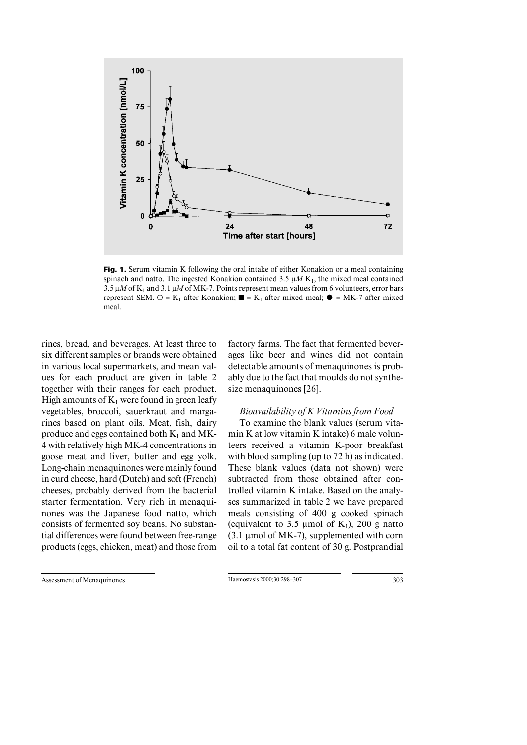Vitamin K concentration [nmol/L]

100

75

50

25

0

0

24

48

72

Time after start [hours]

**Fig. 1.** Serum vitamin K following the oral intake of either Konakion or a meal containing spinach and natto. The ingested Konakion contained 3.5 µ*M* $K_1$, the mixed meal contained 3.5 µ*M* of $K_1$ and 3.1 µ*M* of MK-7. Points represent mean values from 6 volunteers, error bars represent SEM. ○ = $K_1$ after Konakion; ■ = $K_1$ after mixed meal; ● = MK-7 after mixed meal.

rines, bread, and beverages. At least three to six different samples or brands were obtained in various local supermarkets, and mean values for each product are given in table 2 together with their ranges for each product. High amounts of $K_1$ were found in green leafy vegetables, broccoli, sauerkraut and margarines based on plant oils. Meat, fish, dairy produce and eggs contained both $K_1$ and MK-4 with relatively high MK-4 concentrations in goose meat and liver, butter and egg yolk. Long-chain menaquinones were mainly found in curd cheese, hard (Dutch) and soft (French) cheeses, probably derived from the bacterial starter fermentation. Very rich in menaquinones was the Japanese food natto, which consists of fermented soy beans. No substantial differences were found between free-range products (eggs, chicken, meat) and those from factory farms. The fact that fermented beverages like beer and wines did not contain detectable amounts of menaquinones is probably due to the fact that moulds do not synthesize menaquinones [26].

### *Bioavailability of K Vitamins from Food*

To examine the blank values (serum vitamin K at low vitamin K intake) 6 male volunteers received a vitamin K-poor breakfast with blood sampling (up to 72 h) as indicated. These blank values (data not shown) were subtracted from those obtained after controlled vitamin K intake. Based on the analyses summarized in table 2 we have prepared meals consisting of 400 g cooked spinach (equivalent to 3.5 µmol of $K_1$), 200 g natto (3.1 µmol of MK-7), supplemented with corn oil to a total fat content of 30 g. Postprandial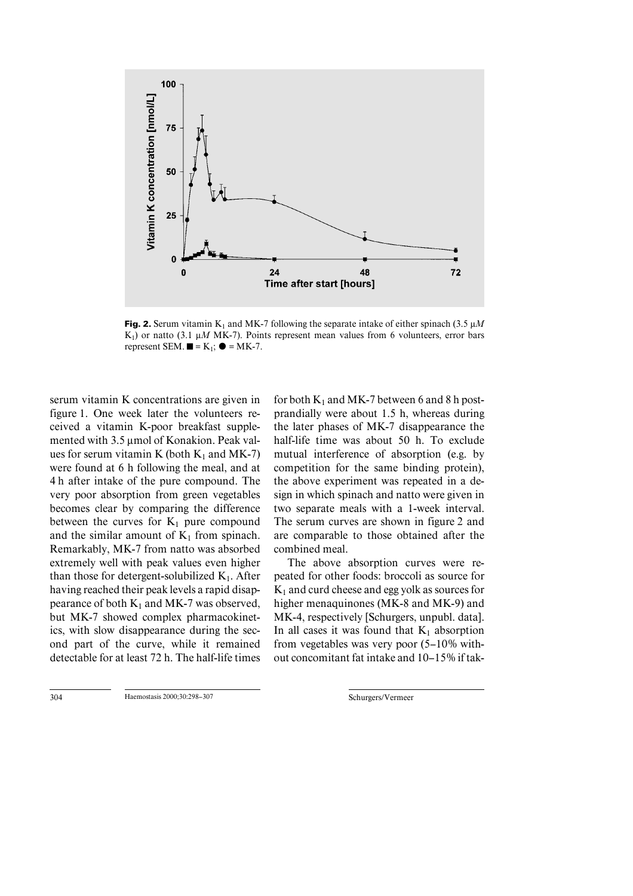Vitamin K concentration [nmol/L]

100

75

50

25

0

0

24

48

72

Time after start [hours]

**Fig. 2.** Serum vitamin $K_1$ and MK-7 following the separate intake of either spinach (3.5 μ*M* $K_1$) or natto (3.1 μ*M* MK-7). Points represent mean values from 6 volunteers, error bars represent SEM. ■ = $K_1$; ● = MK-7.

serum vitamin K concentrations are given in figure 1. One week later the volunteers received a vitamin K-poor breakfast supplemented with 3.5 μmol of Konakion. Peak values for serum vitamin K (both $K_1$ and MK-7) were found at 6 h following the meal, and at 4 h after intake of the pure compound. The very poor absorption from green vegetables becomes clear by comparing the difference between the curves for $K_1$ pure compound and the similar amount of $K_1$ from spinach. Remarkably, MK-7 from natto was absorbed extremely well with peak values even higher than those for detergent-solubilized $K_1$. After having reached their peak levels a rapid disappearance of both $K_1$ and MK-7 was observed, but MK-7 showed complex pharmacokinetics, with slow disappearance during the second part of the curve, while it remained detectable for at least 72 h. The half-life times for both $K_1$ and MK-7 between 6 and 8 h postprandially were about 1.5 h, whereas during the later phases of MK-7 disappearance the half-life time was about 50 h. To exclude mutual interference of absorption (e.g. by competition for the same binding protein), the above experiment was repeated in a design in which spinach and natto were given in two separate meals with a 1-week interval. The serum curves are shown in figure 2 and are comparable to those obtained after the combined meal.

The above absorption curves were repeated for other foods: broccoli as source for $K_1$ and curd cheese and egg yolk as sources for higher menaquinones (MK-8 and MK-9) and MK-4, respectively [Schurgers, unpubl. data]. In all cases it was found that $K_1$ absorption from vegetables was very poor (5–10% without concomitant fat intake and 10–15% if tak-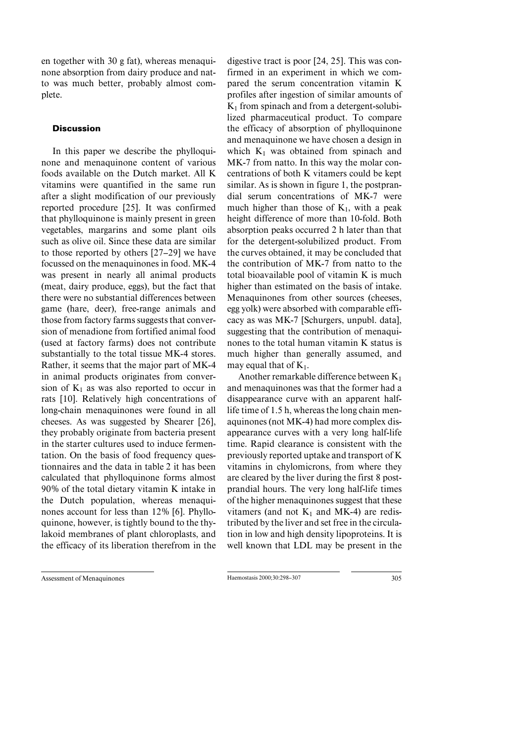en together with 30 g fat), whereas menaquinone absorption from dairy produce and natto was much better, probably almost complete.

## Discussion

In this paper we describe the phylloquinone and menaquinone content of various foods available on the Dutch market. All K vitamins were quantified in the same run after a slight modification of our previously reported procedure [25]. It was confirmed that phylloquinone is mainly present in green vegetables, margarins and some plant oils such as olive oil. Since these data are similar to those reported by others [27–29] we have focussed on the menaquinones in food. MK-4 was present in nearly all animal products (meat, dairy produce, eggs), but the fact that there were no substantial differences between game (hare, deer), free-range animals and those from factory farms suggests that conversion of menadione from fortified animal food (used at factory farms) does not contribute substantially to the total tissue MK-4 stores. Rather, it seems that the major part of MK-4 in animal products originates from conversion of $K_1$ as was also reported to occur in rats [10]. Relatively high concentrations of long-chain menaquinones were found in all cheeses. As was suggested by Shearer [26], they probably originate from bacteria present in the starter cultures used to induce fermentation. On the basis of food frequency questionnaires and the data in table 2 it has been calculated that phylloquinone forms almost 90% of the total dietary vitamin K intake in the Dutch population, whereas menaquinones account for less than 12% [6]. Phylloquinone, however, is tightly bound to the thylakoid membranes of plant chloroplasts, and the efficacy of its liberation therefrom in the digestive tract is poor [24, 25]. This was confirmed in an experiment in which we compared the serum concentration vitamin K profiles after ingestion of similar amounts of $K_1$ from spinach and from a detergent-solubilized pharmaceutical product. To compare the efficacy of absorption of phylloquinone and menaquinone we have chosen a design in which $K_1$ was obtained from spinach and MK-7 from natto. In this way the molar concentrations of both K vitamers could be kept similar. As is shown in figure 1, the postprandial serum concentrations of MK-7 were much higher than those of $K_1$, with a peak height difference of more than 10-fold. Both absorption peaks occurred 2 h later than that for the detergent-solubilized product. From the curves obtained, it may be concluded that the contribution of MK-7 from natto to the total bioavailable pool of vitamin K is much higher than estimated on the basis of intake. Menaquinones from other sources (cheeses, egg yolk) were absorbed with comparable efficacy as was MK-7 [Schurgers, unpubl. data], suggesting that the contribution of menaquinones to the total human vitamin K status is much higher than generally assumed, and may equal that of $K_1$.

Another remarkable difference between $K_1$ and menaquinones was that the former had a disappearance curve with an apparent half-life time of 1.5 h, whereas the long chain menaquinones (not MK-4) had more complex disappearance curves with a very long half-life time. Rapid clearance is consistent with the previously reported uptake and transport of K vitamins in chylomicrons, from where they are cleared by the liver during the first 8 postprandial hours. The very long half-life times of the higher menaquinones suggest that these vitamers (and not $K_1$ and MK-4) are redistributed by the liver and set free in the circulation in low and high density lipoproteins. It is well known that LDL may be present in the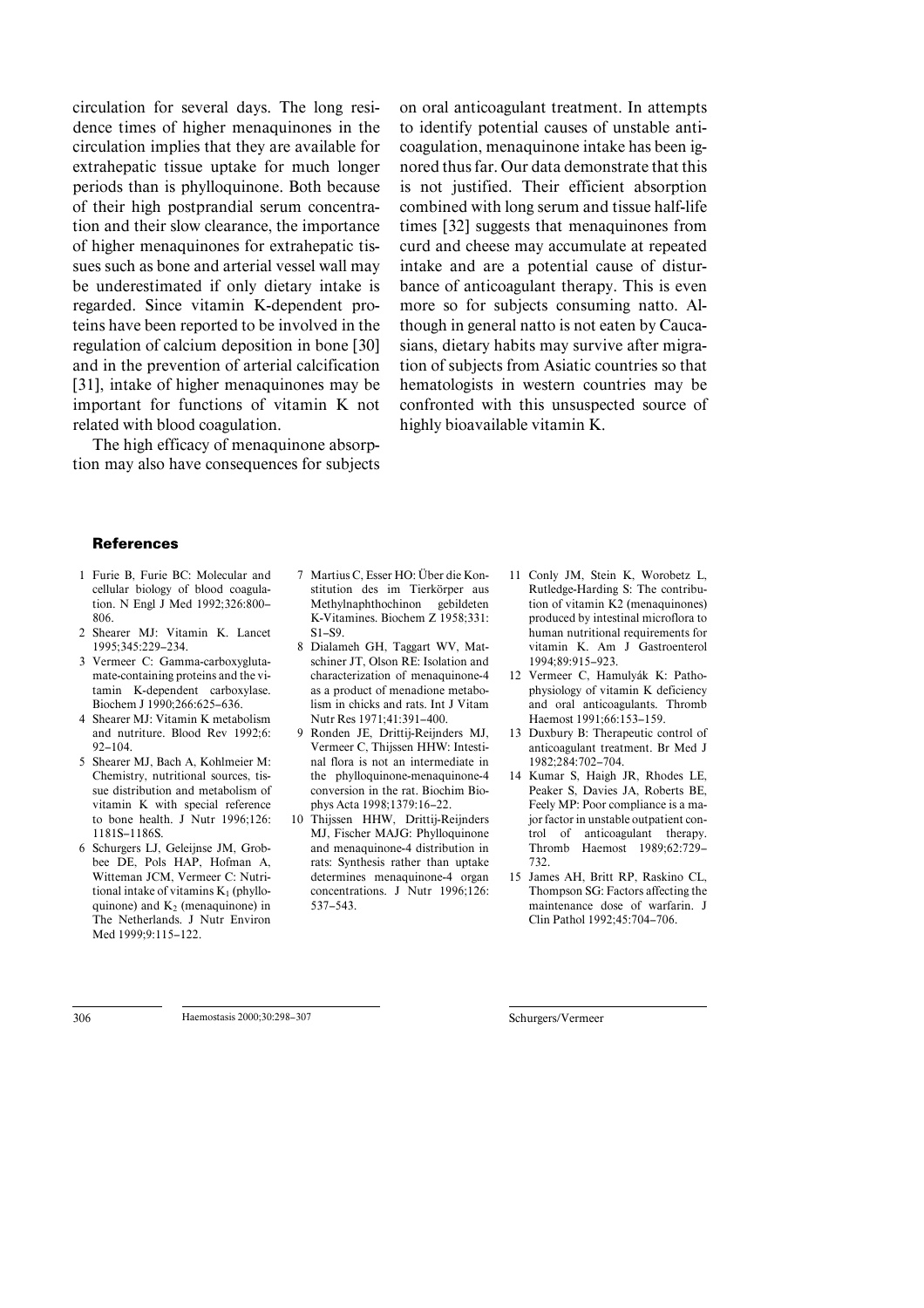circulation for several days. The long residence times of higher menaquinones in the circulation implies that they are available for extrahepatic tissue uptake for much longer periods than is phylloquinone. Both because of their high postprandial serum concentration and their slow clearance, the importance of higher menaquinones for extrahepatic tissues such as bone and arterial vessel wall may be underestimated if only dietary intake is regarded. Since vitamin K-dependent proteins have been reported to be involved in the regulation of calcium deposition in bone [30] and in the prevention of arterial calcification [31], intake of higher menaquinones may be important for functions of vitamin K not related with blood coagulation.

The high efficacy of menaquinone absorption may also have consequences for subjects on oral anticoagulant treatment. In attempts to identify potential causes of unstable anticoagulation, menaquinone intake has been ignored thus far. Our data demonstrate that this is not justified. Their efficient absorption combined with long serum and tissue half-life times [32] suggests that menaquinones from curd and cheese may accumulate at repeated intake and are a potential cause of disturbance of anticoagulant therapy. This is even more so for subjects consuming natto. Although in general natto is not eaten by Caucasians, dietary habits may survive after migration of subjects from Asiatic countries so that hematologists in western countries may be confronted with this unsuspected source of highly bioavailable vitamin K.

## References

1 Furie B, Furie BC: Molecular and cellular biology of blood coagulation. N Engl J Med 1992;326:800–806.

2 Shearer MJ: Vitamin K. Lancet 1995;345:229–234.

3 Vermeer C: Gamma-carboxyglutamate-containing proteins and the vitamin K-dependent carboxylase. Biochem J 1990;266:625–636.

4 Shearer MJ: Vitamin K metabolism and nutriture. Blood Rev 1992;6:92–104.

5 Shearer MJ, Bach A, Kohlmeier M: Chemistry, nutritional sources, tissue distribution and metabolism of vitamin K with special reference to bone health. J Nutr 1996;126:1181S–1186S.

6 Schurgers LJ, Geleijnse JM, Grobbee DE, Pols HAP, Hofman A, Witteman JCM, Vermeer C: Nutritional intake of vitamins $K_1$ (phylloquinone) and $K_2$ (menaquinone) in The Netherlands. J Nutr Environ Med 1999;9:115–122.

7 Martius C, Esser HO: Über die Konstitution des im Tierkörper aus Methylnaphthochinon gebildeten K-Vitamines. Biochem Z 1958;331:S1–S9.

8 Dialameh GH, Taggart WV, Matschiner JT, Olson RE: Isolation and characterization of menaquinone-4 as a product of menadione metabolism in chicks and rats. Int J Vitam Nutr Res 1971;41:391–400.

9 Ronden JE, Drittij-Reijnders MJ, Vermeer C, Thijssen HHW: Intestinal flora is not an intermediate in the phylloquinone-menaquinone-4 conversion in the rat. Biochim Biophys Acta 1998;1379:16–22.

10 Thijssen HHW, Drittij-Reijnders MJ, Fischer MAJG: Phylloquinone and menaquinone-4 distribution in rats: Synthesis rather than uptake determines menaquinone-4 organ concentrations. J Nutr 1996;126:537–543.

11 Conly JM, Stein K, Worobetz L, Rutledge-Harding S: The contribution of vitamin K2 (menaquinones) produced by intestinal microflora to human nutritional requirements for vitamin K. Am J Gastroenterol 1994;89:915–923.

12 Vermeer C, Hamulyák K: Pathophysiology of vitamin K deficiency and oral anticoagulants. Thromb Haemost 1991;66:153–159.

13 Duxbury B: Therapeutic control of anticoagulant treatment. Br Med J 1982;284:702–704.

14 Kumar S, Haigh JR, Rhodes LE, Peaker S, Davies JA, Roberts BE, Feely MP: Poor compliance is a major factor in unstable outpatient control of anticoagulant therapy. Thromb Haemost 1989;62:729–732.

15 James AH, Britt RP, Raskino CL, Thompson SG: Factors affecting the maintenance dose of warfarin. J Clin Pathol 1992;45:704–706.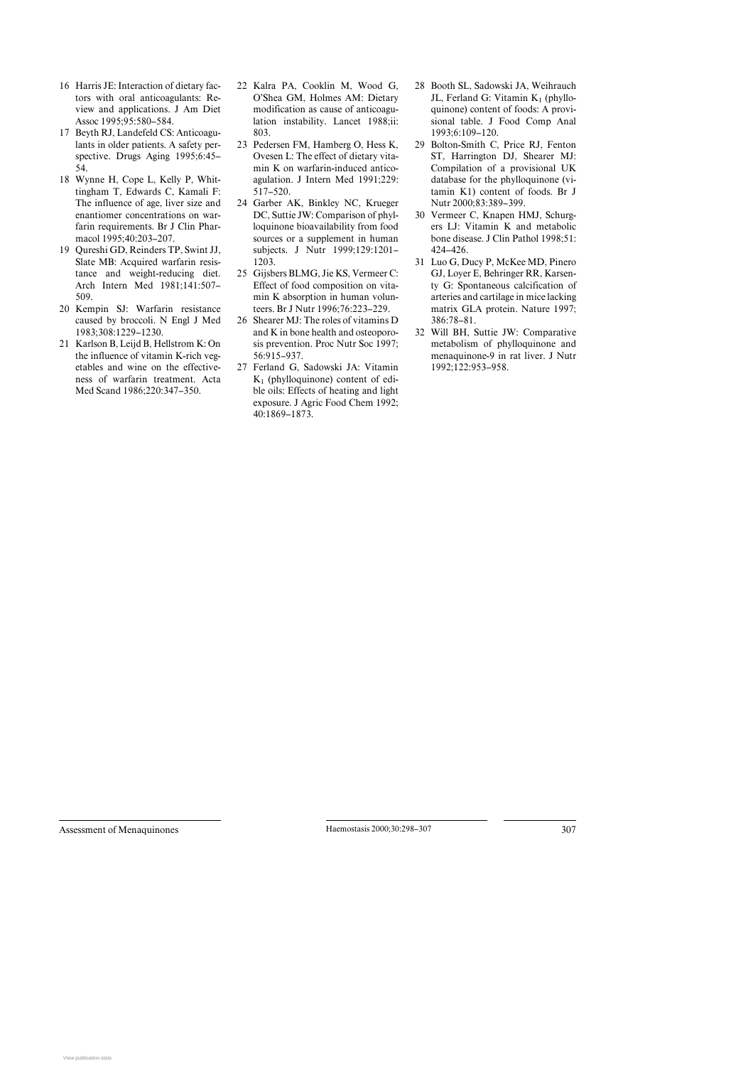16 Harris JE: Interaction of dietary factors with oral anticoagulants: Review and applications. J Am Diet Assoc 1995;95:580–584.

17 Beyth RJ, Landefeld CS: Anticoagulants in older patients. A safety perspective. Drugs Aging 1995;6:45–54.

18 Wynne H, Cope L, Kelly P, Whittingham T, Edwards C, Kamali F: The influence of age, liver size and enantiomer concentrations on warfarin requirements. Br J Clin Pharmacol 1995;40:203–207.

19 Qureshi GD, Reinders TP, Swint JJ, Slate MB: Acquired warfarin resistance and weight-reducing diet. Arch Intern Med 1981;141:507–509.

20 Kempin SJ: Warfarin resistance caused by broccoli. N Engl J Med 1983;308:1229–1230.

21 Karlson B, Leijd B, Hellstrom K: On the influence of vitamin K-rich vegetables and wine on the effectiveness of warfarin treatment. Acta Med Scand 1986;220:347–350.

22 Kalra PA, Cooklin M, Wood G, O'Shea GM, Holmes AM: Dietary modification as cause of anticoagulation instability. Lancet 1988;ii:803.

23 Pedersen FM, Hamberg O, Hess K, Ovesen L: The effect of dietary vitamin K on warfarin-induced anticoagulation. J Intern Med 1991;229:517–520.

24 Garber AK, Binkley NC, Krueger DC, Suttie JW: Comparison of phylloquinone bioavailability from food sources or a supplement in human subjects. J Nutr 1999;129:1201–1203.

25 Gijsbers BLMG, Jie KS, Vermeer C: Effect of food composition on vitamin K absorption in human volunteers. Br J Nutr 1996;76:223–229.

26 Shearer MJ: The roles of vitamins D and K in bone health and osteoporosis prevention. Proc Nutr Soc 1997;56:915–937.

27 Ferland G, Sadowski JA: Vitamin $K_1$ (phylloquinone) content of edible oils: Effects of heating and light exposure. J Agric Food Chem 1992;40:1869–1873.

28 Booth SL, Sadowski JA, Weihrauch JL, Ferland G: Vitamin $K_1$ (phylloquinone) content of foods: A provisional table. J Food Comp Anal 1993;6:109–120.

29 Bolton-Smith C, Price RJ, Fenton ST, Harrington DJ, Shearer MJ: Compilation of a provisional UK database for the phylloquinone (vitamin K1) content of foods. Br J Nutr 2000;83:389–399.

30 Vermeer C, Knapen HMJ, Schurgers LJ: Vitamin K and metabolic bone disease. J Clin Pathol 1998;51:424–426.

31 Luo G, Ducy P, McKee MD, Pinero GJ, Loyer E, Behringer RR, Karsenty G: Spontaneous calcification of arteries and cartilage in mice lacking matrix GLA protein. Nature 1997;386:78–81.

32 Will BH, Suttie JW: Comparative metabolism of phylloquinone and menaquinone-9 in rat liver. J Nutr 1992;122:953–958.